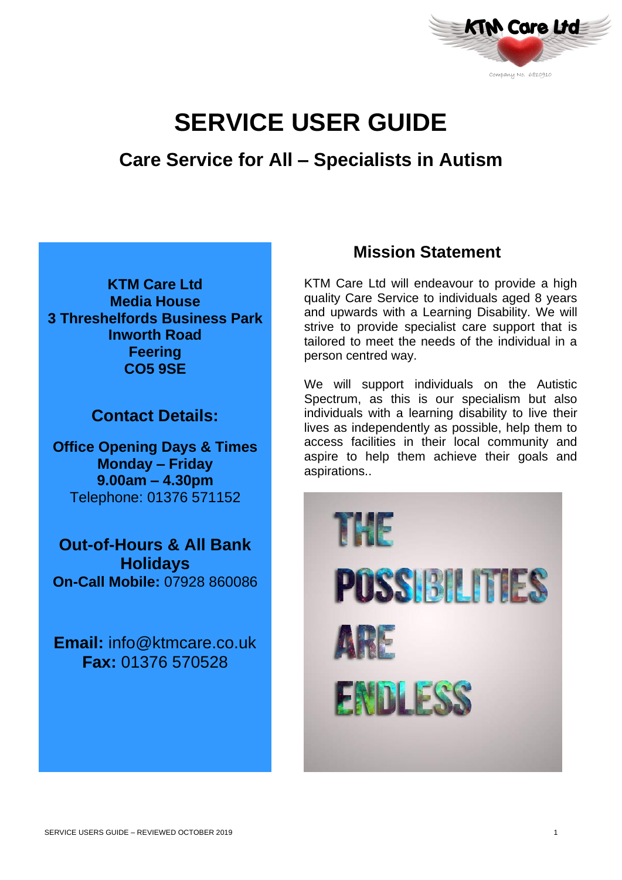KTM Care Ltd

Company No. 6810910

# SERVICE USER GUIDE

## Care Service for All – Specialists in Autism

**KTM Care Ltd**
**Media House**
**3 Threshelfords Business Park**
**Inworth Road**
**Feering**
**CO5 9SE**

### Contact Details:

**Office Opening Days & Times**
**Monday – Friday**
**9.00am – 4.30pm**
Telephone: 01376 571152

**Out-of-Hours & All Bank Holidays**
**On-Call Mobile:** 07928 860086

**Email:** info@ktmcare.co.uk
**Fax:** 01376 570528

### Mission Statement

KTM Care Ltd will endeavour to provide a high quality Care Service to individuals aged 8 years and upwards with a Learning Disability. We will strive to provide specialist care support that is tailored to meet the needs of the individual in a person centred way.

We will support individuals on the Autistic Spectrum, as this is our specialism but also individuals with a learning disability to live their lives as independently as possible, help them to access facilities in their local community and aspire to help them achieve their goals and aspirations..

THE POSSIBILITIES ARE ENDLESS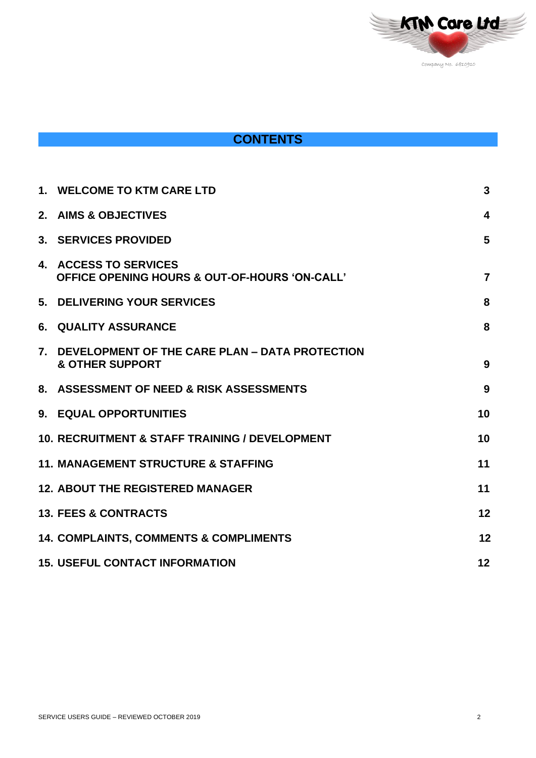## CONTENTS

| | |
|---|---|
| 1. WELCOME TO KTM CARE LTD | 3 |
| 2. AIMS & OBJECTIVES | 4 |
| 3. SERVICES PROVIDED | 5 |
| 4. ACCESS TO SERVICES OFFICE OPENING HOURS & OUT-OF-HOURS 'ON-CALL' | 7 |
| 5. DELIVERING YOUR SERVICES | 8 |
| 6. QUALITY ASSURANCE | 8 |
| 7. DEVELOPMENT OF THE CARE PLAN – DATA PROTECTION & OTHER SUPPORT | 9 |
| 8. ASSESSMENT OF NEED & RISK ASSESSMENTS | 9 |
| 9. EQUAL OPPORTUNITIES | 10 |
| 10. RECRUITMENT & STAFF TRAINING / DEVELOPMENT | 10 |
| 11. MANAGEMENT STRUCTURE & STAFFING | 11 |
| 12. ABOUT THE REGISTERED MANAGER | 11 |
| 13. FEES & CONTRACTS | 12 |
| 14. COMPLAINTS, COMMENTS & COMPLIMENTS | 12 |
| 15. USEFUL CONTACT INFORMATION | 12 |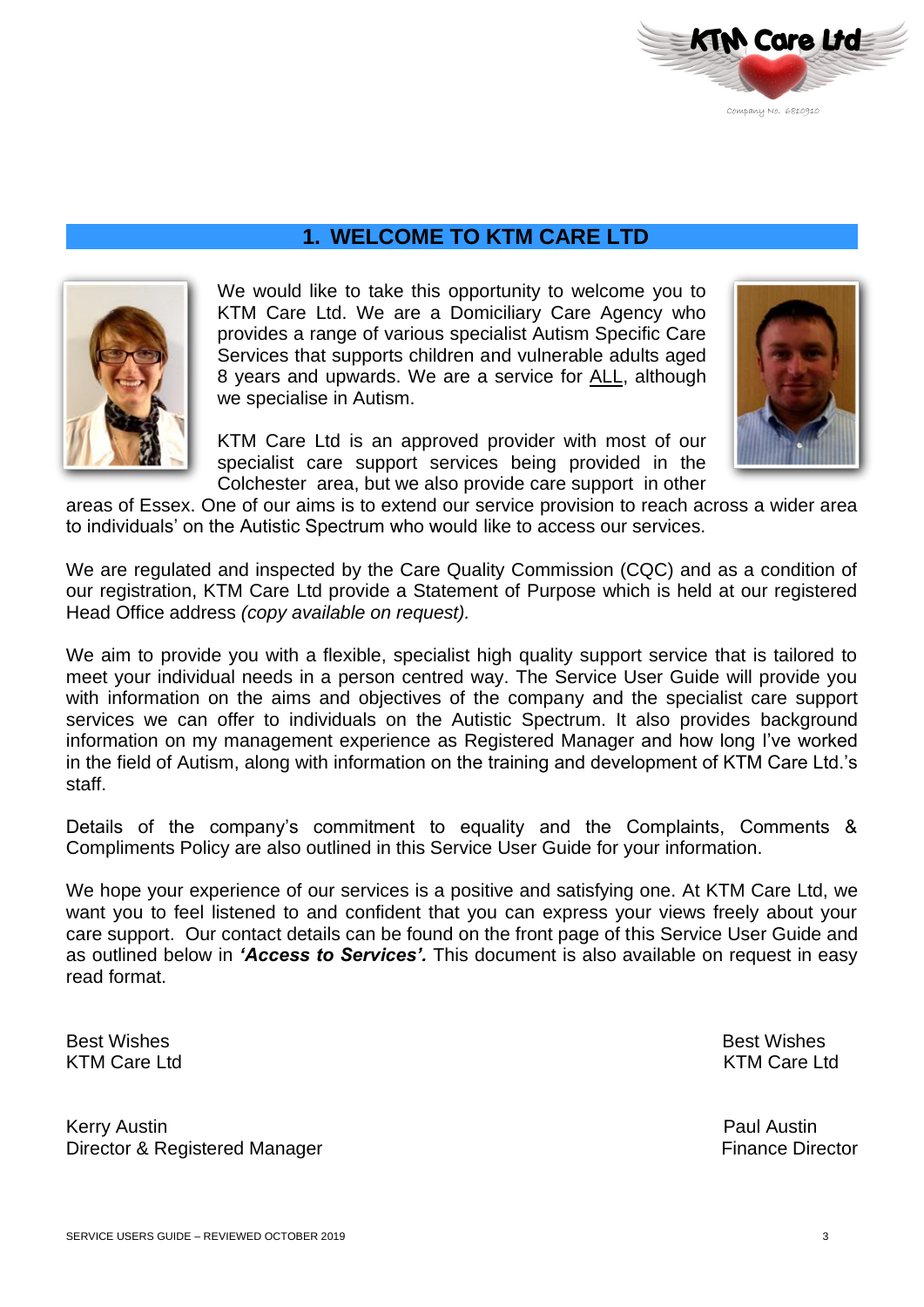## 1. WELCOME TO KTM CARE LTD

We would like to take this opportunity to welcome you to KTM Care Ltd. We are a Domiciliary Care Agency who provides a range of various specialist Autism Specific Care Services that supports children and vulnerable adults aged 8 years and upwards. We are a service for ALL, although we specialise in Autism.

KTM Care Ltd is an approved provider with most of our specialist care support services being provided in the Colchester area, but we also provide care support in other areas of Essex. One of our aims is to extend our service provision to reach across a wider area to individuals' on the Autistic Spectrum who would like to access our services.

We are regulated and inspected by the Care Quality Commission (CQC) and as a condition of our registration, KTM Care Ltd provide a Statement of Purpose which is held at our registered Head Office address *(copy available on request).*

We aim to provide you with a flexible, specialist high quality support service that is tailored to meet your individual needs in a person centred way. The Service User Guide will provide you with information on the aims and objectives of the company and the specialist care support services we can offer to individuals on the Autistic Spectrum. It also provides background information on my management experience as Registered Manager and how long I've worked in the field of Autism, along with information on the training and development of KTM Care Ltd.'s staff.

Details of the company's commitment to equality and the Complaints, Comments & Compliments Policy are also outlined in this Service User Guide for your information.

We hope your experience of our services is a positive and satisfying one. At KTM Care Ltd, we want you to feel listened to and confident that you can express your views freely about your care support. Our contact details can be found on the front page of this Service User Guide and as outlined below in ***'Access to Services'.*** This document is also available on request in easy read format.

Best Wishes
KTM Care Ltd

Kerry Austin
Director & Registered Manager

Best Wishes
KTM Care Ltd

Paul Austin
Finance Director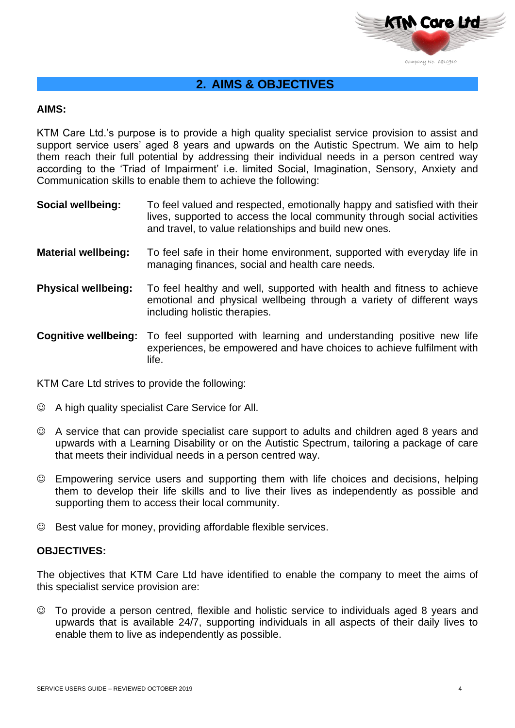## 2. AIMS & OBJECTIVES

**AIMS:**

KTM Care Ltd.'s purpose is to provide a high quality specialist service provision to assist and support service users' aged 8 years and upwards on the Autistic Spectrum. We aim to help them reach their full potential by addressing their individual needs in a person centred way according to the 'Triad of Impairment' i.e. limited Social, Imagination, Sensory, Anxiety and Communication skills to enable them to achieve the following:

**Social wellbeing:** To feel valued and respected, emotionally happy and satisfied with their lives, supported to access the local community through social activities and travel, to value relationships and build new ones.

**Material wellbeing:** To feel safe in their home environment, supported with everyday life in managing finances, social and health care needs.

**Physical wellbeing:** To feel healthy and well, supported with health and fitness to achieve emotional and physical wellbeing through a variety of different ways including holistic therapies.

**Cognitive wellbeing:** To feel supported with learning and understanding positive new life experiences, be empowered and have choices to achieve fulfilment with life.

KTM Care Ltd strives to provide the following:

- ☺ A high quality specialist Care Service for All.
- ☺ A service that can provide specialist care support to adults and children aged 8 years and upwards with a Learning Disability or on the Autistic Spectrum, tailoring a package of care that meets their individual needs in a person centred way.
- ☺ Empowering service users and supporting them with life choices and decisions, helping them to develop their life skills and to live their lives as independently as possible and supporting them to access their local community.
- ☺ Best value for money, providing affordable flexible services.

**OBJECTIVES:**

The objectives that KTM Care Ltd have identified to enable the company to meet the aims of this specialist service provision are:

- ☺ To provide a person centred, flexible and holistic service to individuals aged 8 years and upwards that is available 24/7, supporting individuals in all aspects of their daily lives to enable them to live as independently as possible.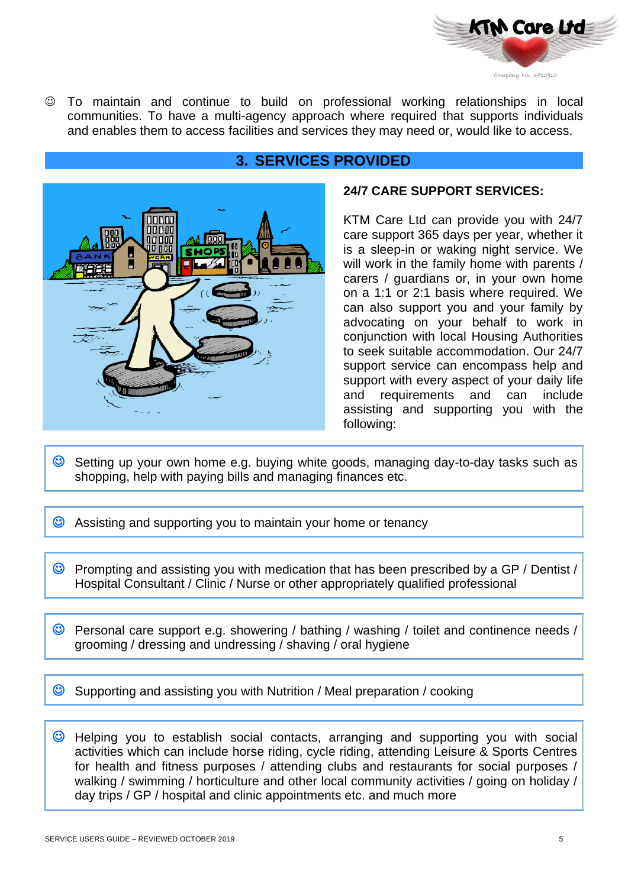☺ To maintain and continue to build on professional working relationships in local communities. To have a multi-agency approach where required that supports individuals and enables them to access facilities and services they may need or, would like to access.

## 3. SERVICES PROVIDED

### 24/7 CARE SUPPORT SERVICES:

KTM Care Ltd can provide you with 24/7 care support 365 days per year, whether it is a sleep-in or waking night service. We will work in the family home with parents / carers / guardians or, in your own home on a 1:1 or 2:1 basis where required. We can also support you and your family by advocating on your behalf to work in conjunction with local Housing Authorities to seek suitable accommodation. Our 24/7 support service can encompass help and support with every aspect of your daily life and requirements and can include assisting and supporting you with the following:

- ☺ Setting up your own home e.g. buying white goods, managing day-to-day tasks such as shopping, help with paying bills and managing finances etc.

- ☺ Assisting and supporting you to maintain your home or tenancy

- ☺ Prompting and assisting you with medication that has been prescribed by a GP / Dentist / Hospital Consultant / Clinic / Nurse or other appropriately qualified professional

- ☺ Personal care support e.g. showering / bathing / washing / toilet and continence needs / grooming / dressing and undressing / shaving / oral hygiene

- ☺ Supporting and assisting you with Nutrition / Meal preparation / cooking

- ☺ Helping you to establish social contacts, arranging and supporting you with social activities which can include horse riding, cycle riding, attending Leisure & Sports Centres for health and fitness purposes / attending clubs and restaurants for social purposes / walking / swimming / horticulture and other local community activities / going on holiday / day trips / GP / hospital and clinic appointments etc. and much more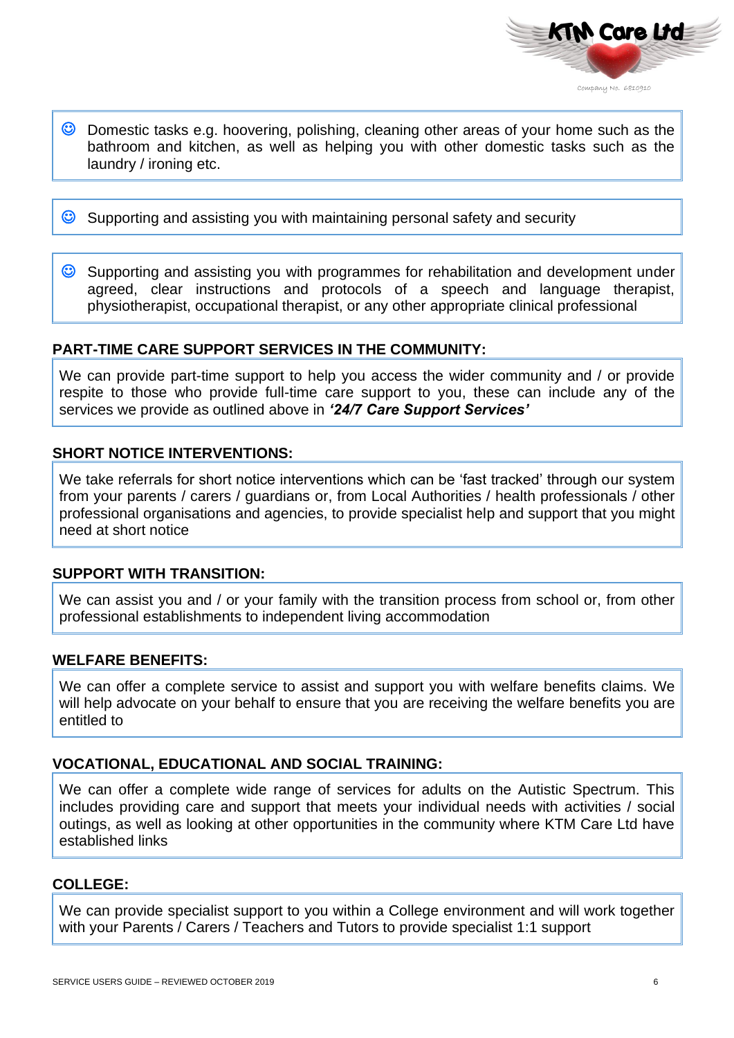- ☺ Domestic tasks e.g. hoovering, polishing, cleaning other areas of your home such as the bathroom and kitchen, as well as helping you with other domestic tasks such as the laundry / ironing etc.

- ☺ Supporting and assisting you with maintaining personal safety and security

- ☺ Supporting and assisting you with programmes for rehabilitation and development under agreed, clear instructions and protocols of a speech and language therapist, physiotherapist, occupational therapist, or any other appropriate clinical professional

## PART-TIME CARE SUPPORT SERVICES IN THE COMMUNITY:

We can provide part-time support to help you access the wider community and / or provide respite to those who provide full-time care support to you, these can include any of the services we provide as outlined above in ***'24/7 Care Support Services'***

## SHORT NOTICE INTERVENTIONS:

We take referrals for short notice interventions which can be 'fast tracked' through our system from your parents / carers / guardians or, from Local Authorities / health professionals / other professional organisations and agencies, to provide specialist help and support that you might need at short notice

## SUPPORT WITH TRANSITION:

We can assist you and / or your family with the transition process from school or, from other professional establishments to independent living accommodation

## WELFARE BENEFITS:

We can offer a complete service to assist and support you with welfare benefits claims. We will help advocate on your behalf to ensure that you are receiving the welfare benefits you are entitled to

## VOCATIONAL, EDUCATIONAL AND SOCIAL TRAINING:

We can offer a complete wide range of services for adults on the Autistic Spectrum. This includes providing care and support that meets your individual needs with activities / social outings, as well as looking at other opportunities in the community where KTM Care Ltd have established links

## COLLEGE:

We can provide specialist support to you within a College environment and will work together with your Parents / Carers / Teachers and Tutors to provide specialist 1:1 support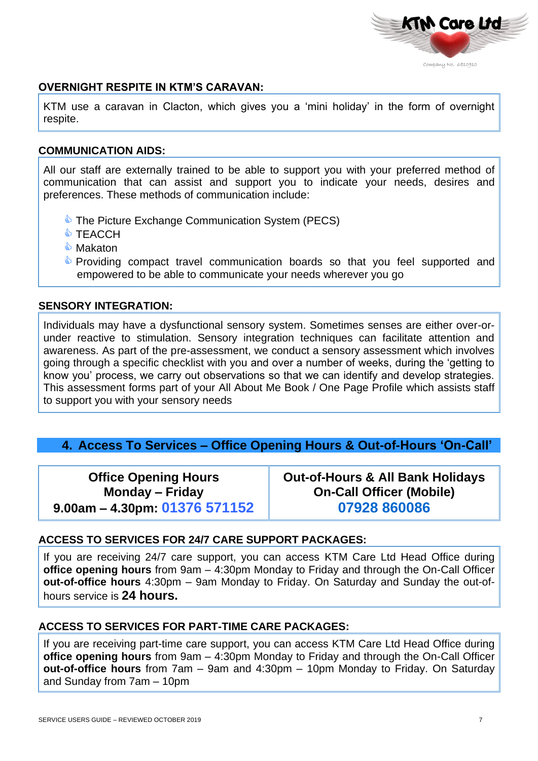### OVERNIGHT RESPITE IN KTM'S CARAVAN:

KTM use a caravan in Clacton, which gives you a 'mini holiday' in the form of overnight respite.

### COMMUNICATION AIDS:

All our staff are externally trained to be able to support you with your preferred method of communication that can assist and support you to indicate your needs, desires and preferences. These methods of communication include:

- The Picture Exchange Communication System (PECS)
- TEACCH
- Makaton
- Providing compact travel communication boards so that you feel supported and empowered to be able to communicate your needs wherever you go

### SENSORY INTEGRATION:

Individuals may have a dysfunctional sensory system. Sometimes senses are either over-or-under reactive to stimulation. Sensory integration techniques can facilitate attention and awareness. As part of the pre-assessment, we conduct a sensory assessment which involves going through a specific checklist with you and over a number of weeks, during the 'getting to know you' process, we carry out observations so that we can identify and develop strategies. This assessment forms part of your All About Me Book / One Page Profile which assists staff to support you with your sensory needs

## 4. Access To Services – Office Opening Hours & Out-of-Hours 'On-Call'

| Office Opening Hours Monday – Friday 9.00am – 4.30pm: 01376 571152 | Out-of-Hours & All Bank Holidays On-Call Officer (Mobile) 07928 860086 |
|---|---|

### ACCESS TO SERVICES FOR 24/7 CARE SUPPORT PACKAGES:

If you are receiving 24/7 care support, you can access KTM Care Ltd Head Office during **office opening hours** from 9am – 4:30pm Monday to Friday and through the On-Call Officer **out-of-office hours** 4:30pm – 9am Monday to Friday. On Saturday and Sunday the out-of-hours service is **24 hours.**

### ACCESS TO SERVICES FOR PART-TIME CARE PACKAGES:

If you are receiving part-time care support, you can access KTM Care Ltd Head Office during **office opening hours** from 9am – 4:30pm Monday to Friday and through the On-Call Officer **out-of-office hours** from 7am – 9am and 4:30pm – 10pm Monday to Friday. On Saturday and Sunday from 7am – 10pm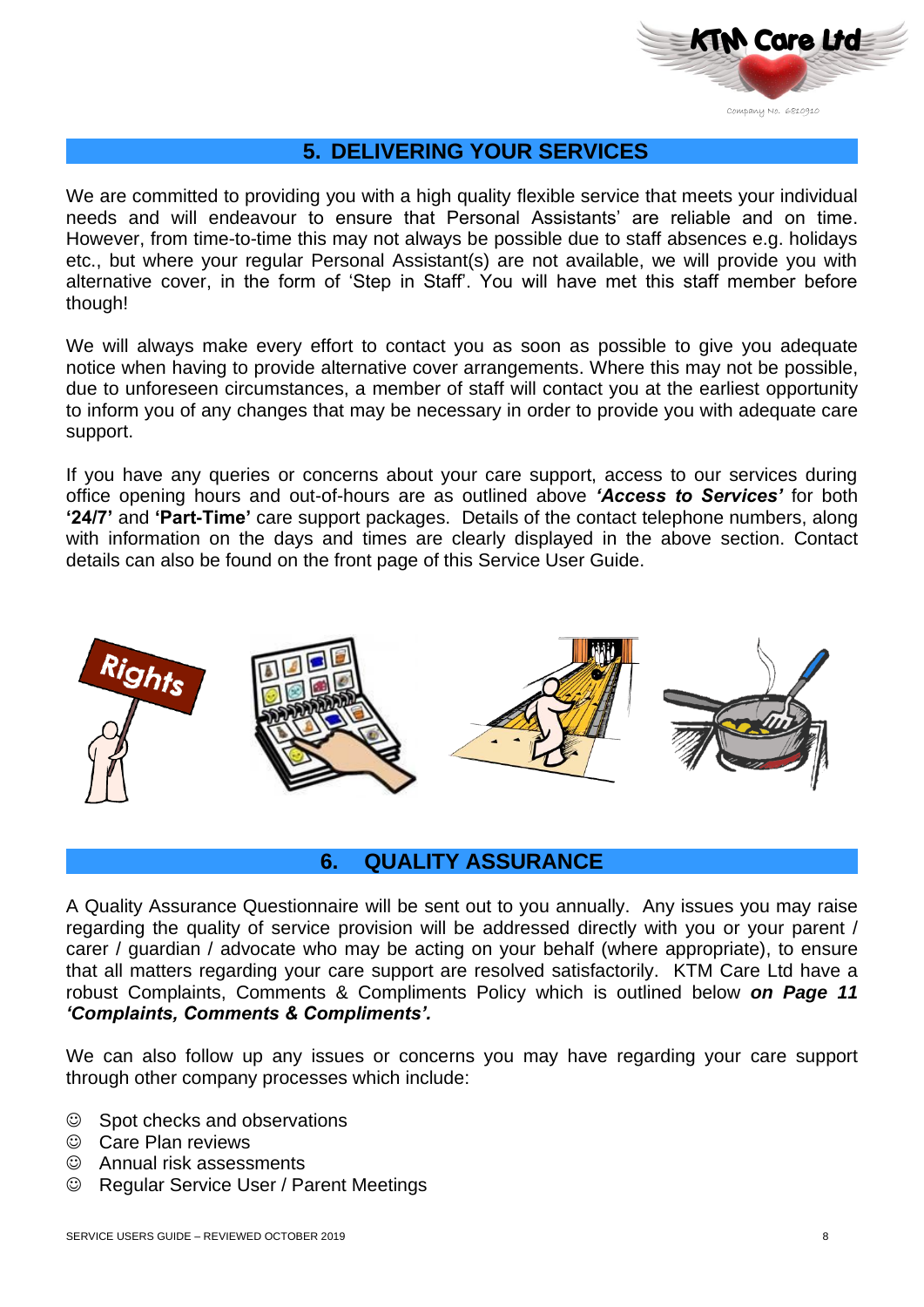## 5. DELIVERING YOUR SERVICES

We are committed to providing you with a high quality flexible service that meets your individual needs and will endeavour to ensure that Personal Assistants' are reliable and on time. However, from time-to-time this may not always be possible due to staff absences e.g. holidays etc., but where your regular Personal Assistant(s) are not available, we will provide you with alternative cover, in the form of 'Step in Staff'. You will have met this staff member before though!

We will always make every effort to contact you as soon as possible to give you adequate notice when having to provide alternative cover arrangements. Where this may not be possible, due to unforeseen circumstances, a member of staff will contact you at the earliest opportunity to inform you of any changes that may be necessary in order to provide you with adequate care support.

If you have any queries or concerns about your care support, access to our services during office opening hours and out-of-hours are as outlined above ***'Access to Services'*** for both **'24/7'** and **'Part-Time'** care support packages. Details of the contact telephone numbers, along with information on the days and times are clearly displayed in the above section. Contact details can also be found on the front page of this Service User Guide.

## 6. QUALITY ASSURANCE

A Quality Assurance Questionnaire will be sent out to you annually. Any issues you may raise regarding the quality of service provision will be addressed directly with you or your parent / carer / guardian / advocate who may be acting on your behalf (where appropriate), to ensure that all matters regarding your care support are resolved satisfactorily. KTM Care Ltd have a robust Complaints, Comments & Compliments Policy which is outlined below ***on Page 11 'Complaints, Comments & Compliments'.***

We can also follow up any issues or concerns you may have regarding your care support through other company processes which include:

- ☺ Spot checks and observations
- ☺ Care Plan reviews
- ☺ Annual risk assessments
- ☺ Regular Service User / Parent Meetings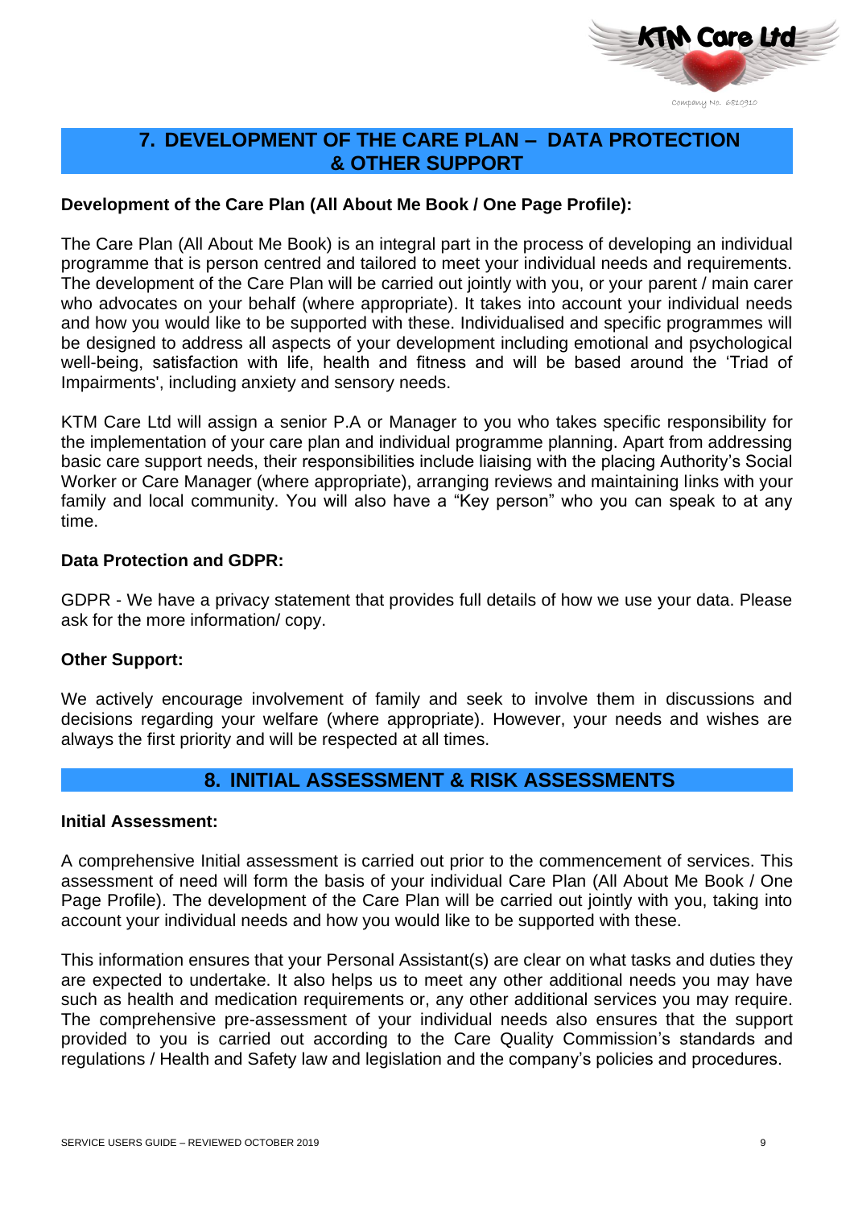## 7. DEVELOPMENT OF THE CARE PLAN – DATA PROTECTION & OTHER SUPPORT

**Development of the Care Plan (All About Me Book / One Page Profile):**

The Care Plan (All About Me Book) is an integral part in the process of developing an individual programme that is person centred and tailored to meet your individual needs and requirements. The development of the Care Plan will be carried out jointly with you, or your parent / main carer who advocates on your behalf (where appropriate). It takes into account your individual needs and how you would like to be supported with these. Individualised and specific programmes will be designed to address all aspects of your development including emotional and psychological well-being, satisfaction with life, health and fitness and will be based around the 'Triad of Impairments', including anxiety and sensory needs.

KTM Care Ltd will assign a senior P.A or Manager to you who takes specific responsibility for the implementation of your care plan and individual programme planning. Apart from addressing basic care support needs, their responsibilities include liaising with the placing Authority's Social Worker or Care Manager (where appropriate), arranging reviews and maintaining links with your family and local community. You will also have a "Key person" who you can speak to at any time.

**Data Protection and GDPR:**

GDPR - We have a privacy statement that provides full details of how we use your data. Please ask for the more information/ copy.

**Other Support:**

We actively encourage involvement of family and seek to involve them in discussions and decisions regarding your welfare (where appropriate). However, your needs and wishes are always the first priority and will be respected at all times.

## 8. INITIAL ASSESSMENT & RISK ASSESSMENTS

**Initial Assessment:**

A comprehensive Initial assessment is carried out prior to the commencement of services. This assessment of need will form the basis of your individual Care Plan (All About Me Book / One Page Profile). The development of the Care Plan will be carried out jointly with you, taking into account your individual needs and how you would like to be supported with these.

This information ensures that your Personal Assistant(s) are clear on what tasks and duties they are expected to undertake. It also helps us to meet any other additional needs you may have such as health and medication requirements or, any other additional services you may require. The comprehensive pre-assessment of your individual needs also ensures that the support provided to you is carried out according to the Care Quality Commission's standards and regulations / Health and Safety law and legislation and the company's policies and procedures.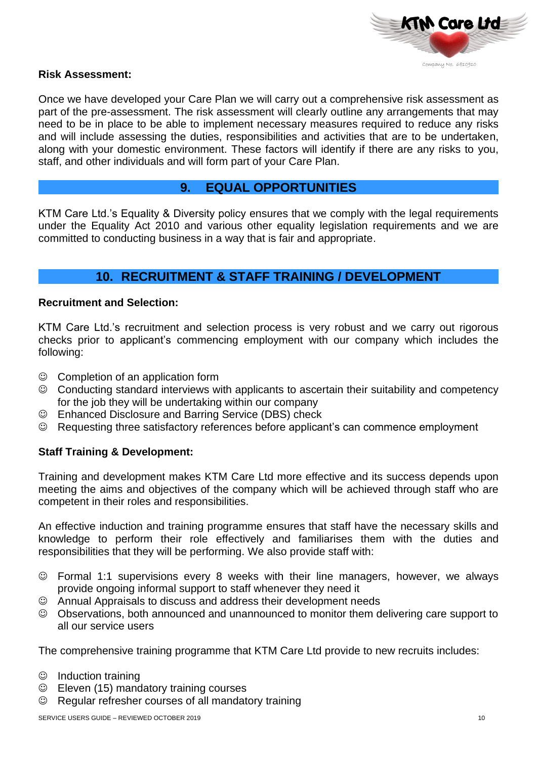**Risk Assessment:**

Once we have developed your Care Plan we will carry out a comprehensive risk assessment as part of the pre-assessment. The risk assessment will clearly outline any arrangements that may need to be in place to be able to implement necessary measures required to reduce any risks and will include assessing the duties, responsibilities and activities that are to be undertaken, along with your domestic environment. These factors will identify if there are any risks to you, staff, and other individuals and will form part of your Care Plan.

## 9. EQUAL OPPORTUNITIES

KTM Care Ltd.'s Equality & Diversity policy ensures that we comply with the legal requirements under the Equality Act 2010 and various other equality legislation requirements and we are committed to conducting business in a way that is fair and appropriate.

## 10. RECRUITMENT & STAFF TRAINING / DEVELOPMENT

**Recruitment and Selection:**

KTM Care Ltd.'s recruitment and selection process is very robust and we carry out rigorous checks prior to applicant's commencing employment with our company which includes the following:

- ☺ Completion of an application form
- ☺ Conducting standard interviews with applicants to ascertain their suitability and competency for the job they will be undertaking within our company
- ☺ Enhanced Disclosure and Barring Service (DBS) check
- ☺ Requesting three satisfactory references before applicant's can commence employment

**Staff Training & Development:**

Training and development makes KTM Care Ltd more effective and its success depends upon meeting the aims and objectives of the company which will be achieved through staff who are competent in their roles and responsibilities.

An effective induction and training programme ensures that staff have the necessary skills and knowledge to perform their role effectively and familiarises them with the duties and responsibilities that they will be performing. We also provide staff with:

- ☺ Formal 1:1 supervisions every 8 weeks with their line managers, however, we always provide ongoing informal support to staff whenever they need it
- ☺ Annual Appraisals to discuss and address their development needs
- ☺ Observations, both announced and unannounced to monitor them delivering care support to all our service users

The comprehensive training programme that KTM Care Ltd provide to new recruits includes:

- ☺ Induction training
- ☺ Eleven (15) mandatory training courses
- ☺ Regular refresher courses of all mandatory training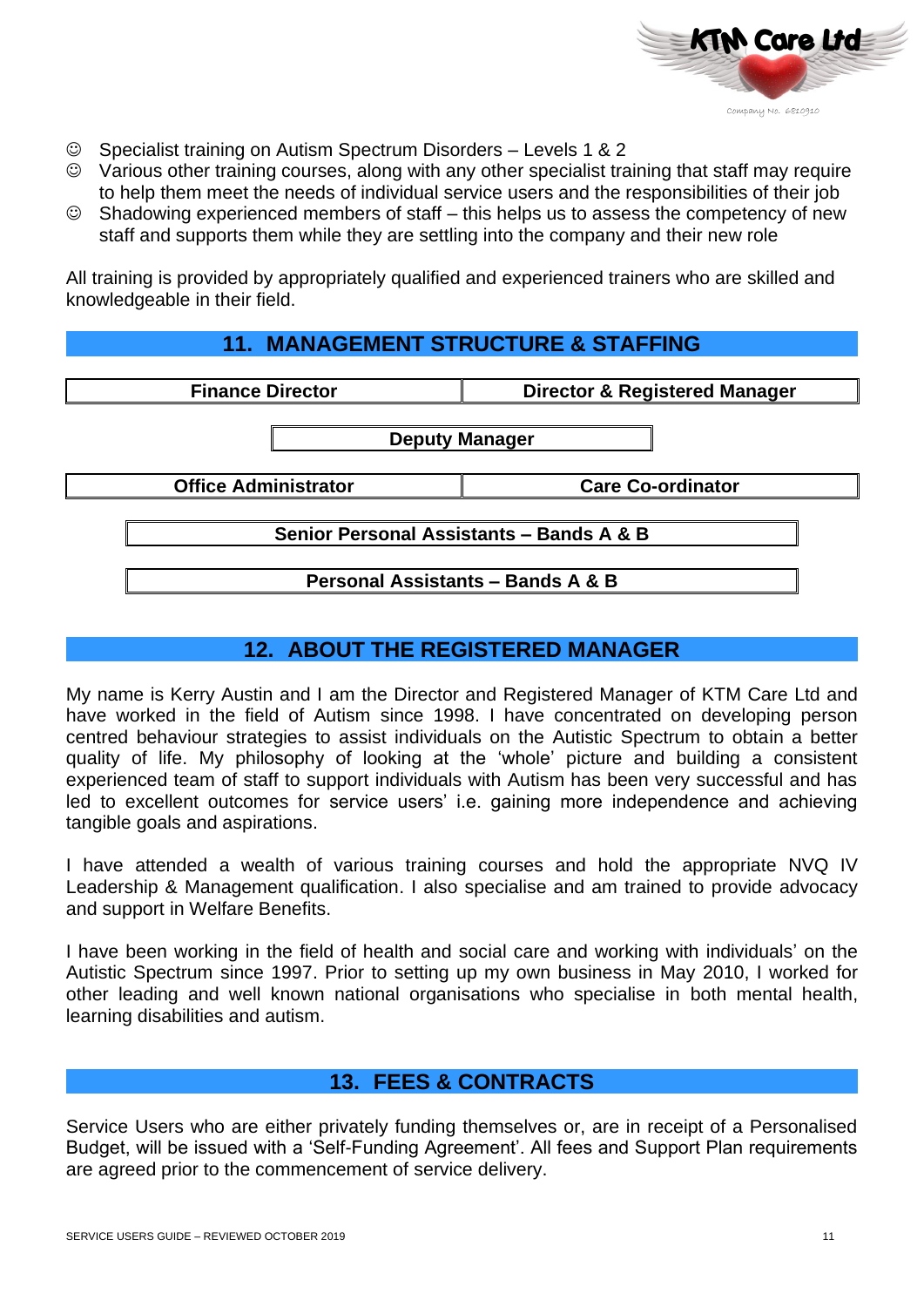- ☺ Specialist training on Autism Spectrum Disorders – Levels 1 & 2
- ☺ Various other training courses, along with any other specialist training that staff may require to help them meet the needs of individual service users and the responsibilities of their job
- ☺ Shadowing experienced members of staff – this helps us to assess the competency of new staff and supports them while they are settling into the company and their new role

All training is provided by appropriately qualified and experienced trainers who are skilled and knowledgeable in their field.

## 11. MANAGEMENT STRUCTURE & STAFFING

| Finance Director | Director & Registered Manager |
|---|---|

**Deputy Manager**

| Office Administrator | Care Co-ordinator |
|---|---|

**Senior Personal Assistants – Bands A & B**

**Personal Assistants – Bands A & B**

## 12. ABOUT THE REGISTERED MANAGER

My name is Kerry Austin and I am the Director and Registered Manager of KTM Care Ltd and have worked in the field of Autism since 1998. I have concentrated on developing person centred behaviour strategies to assist individuals on the Autistic Spectrum to obtain a better quality of life. My philosophy of looking at the 'whole' picture and building a consistent experienced team of staff to support individuals with Autism has been very successful and has led to excellent outcomes for service users' i.e. gaining more independence and achieving tangible goals and aspirations.

I have attended a wealth of various training courses and hold the appropriate NVQ IV Leadership & Management qualification. I also specialise and am trained to provide advocacy and support in Welfare Benefits.

I have been working in the field of health and social care and working with individuals' on the Autistic Spectrum since 1997. Prior to setting up my own business in May 2010, I worked for other leading and well known national organisations who specialise in both mental health, learning disabilities and autism.

## 13. FEES & CONTRACTS

Service Users who are either privately funding themselves or, are in receipt of a Personalised Budget, will be issued with a 'Self-Funding Agreement'. All fees and Support Plan requirements are agreed prior to the commencement of service delivery.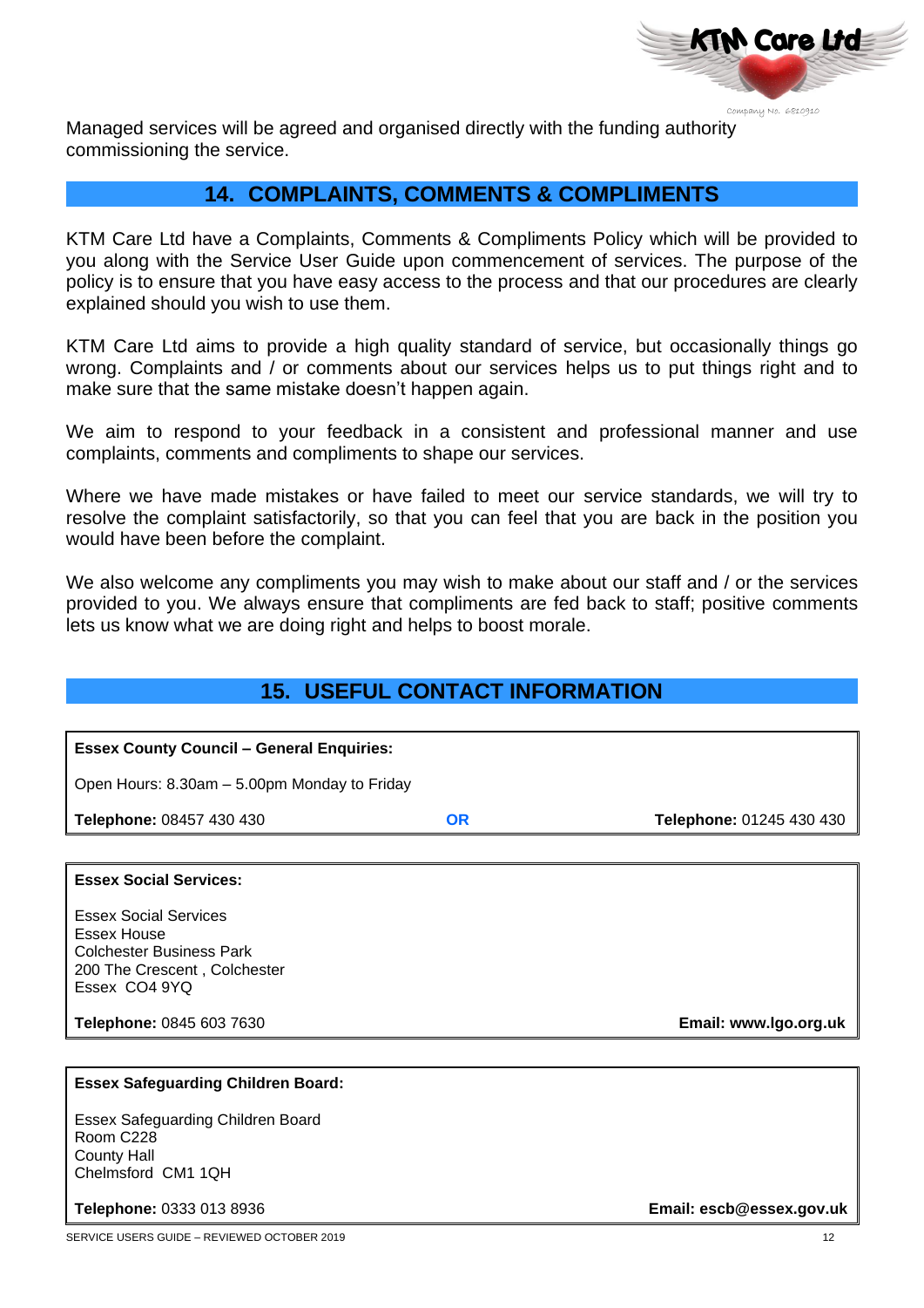Managed services will be agreed and organised directly with the funding authority commissioning the service.

## 14. COMPLAINTS, COMMENTS & COMPLIMENTS

KTM Care Ltd have a Complaints, Comments & Compliments Policy which will be provided to you along with the Service User Guide upon commencement of services. The purpose of the policy is to ensure that you have easy access to the process and that our procedures are clearly explained should you wish to use them.

KTM Care Ltd aims to provide a high quality standard of service, but occasionally things go wrong. Complaints and / or comments about our services helps us to put things right and to make sure that the same mistake doesn't happen again.

We aim to respond to your feedback in a consistent and professional manner and use complaints, comments and compliments to shape our services.

Where we have made mistakes or have failed to meet our service standards, we will try to resolve the complaint satisfactorily, so that you can feel that you are back in the position you would have been before the complaint.

We also welcome any compliments you may wish to make about our staff and / or the services provided to you. We always ensure that compliments are fed back to staff; positive comments lets us know what we are doing right and helps to boost morale.

## 15. USEFUL CONTACT INFORMATION

**Essex County Council – General Enquiries:**

Open Hours: 8.30am – 5.00pm Monday to Friday

**Telephone:** 08457 430 430 **OR** **Telephone:** 01245 430 430

**Essex Social Services:**

Essex Social Services
Essex House
Colchester Business Park
200 The Crescent , Colchester
Essex CO4 9YQ

**Telephone:** 0845 603 7630 **Email: www.lgo.org.uk**

**Essex Safeguarding Children Board:**

Essex Safeguarding Children Board
Room C228
County Hall
Chelmsford CM1 1QH

**Telephone:** 0333 013 8936 **Email: escb@essex.gov.uk**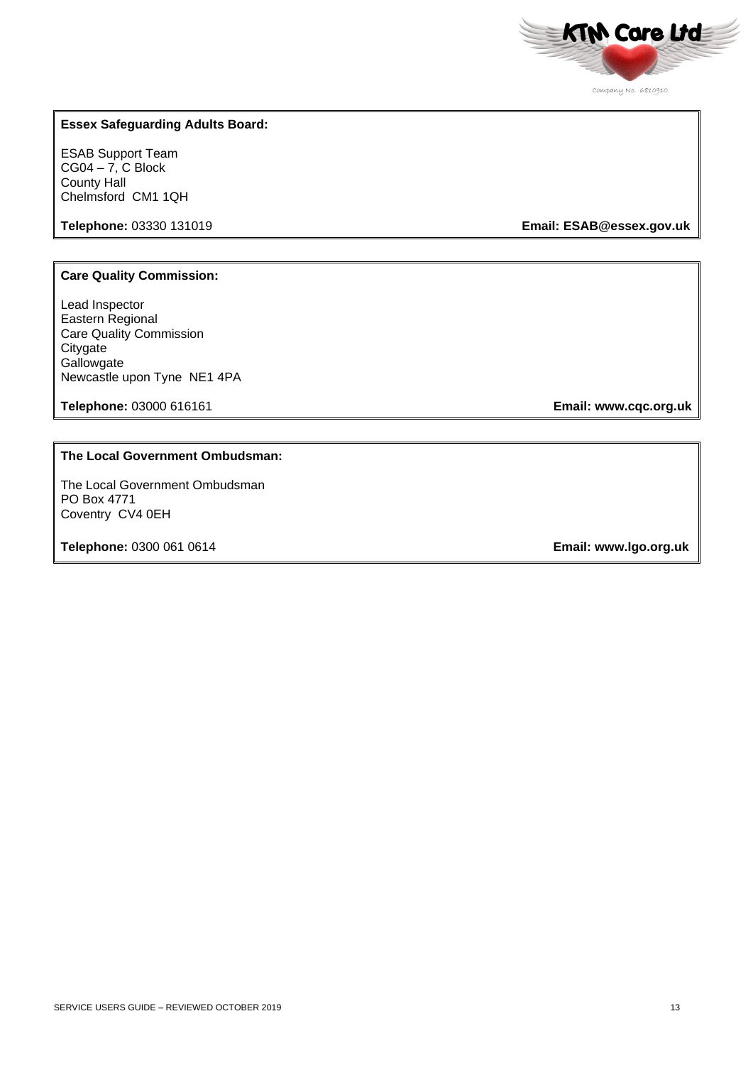**Essex Safeguarding Adults Board:**

ESAB Support Team
CG04 – 7, C Block
County Hall
Chelmsford CM1 1QH

**Telephone:** 03330 131019 **Email: ESAB@essex.gov.uk**

**Care Quality Commission:**

Lead Inspector
Eastern Regional
Care Quality Commission
Citygate
Gallowgate
Newcastle upon Tyne NE1 4PA

**Telephone:** 03000 616161 **Email: www.cqc.org.uk**

**The Local Government Ombudsman:**

The Local Government Ombudsman
PO Box 4771
Coventry CV4 0EH

**Telephone:** 0300 061 0614 **Email: www.lgo.org.uk**